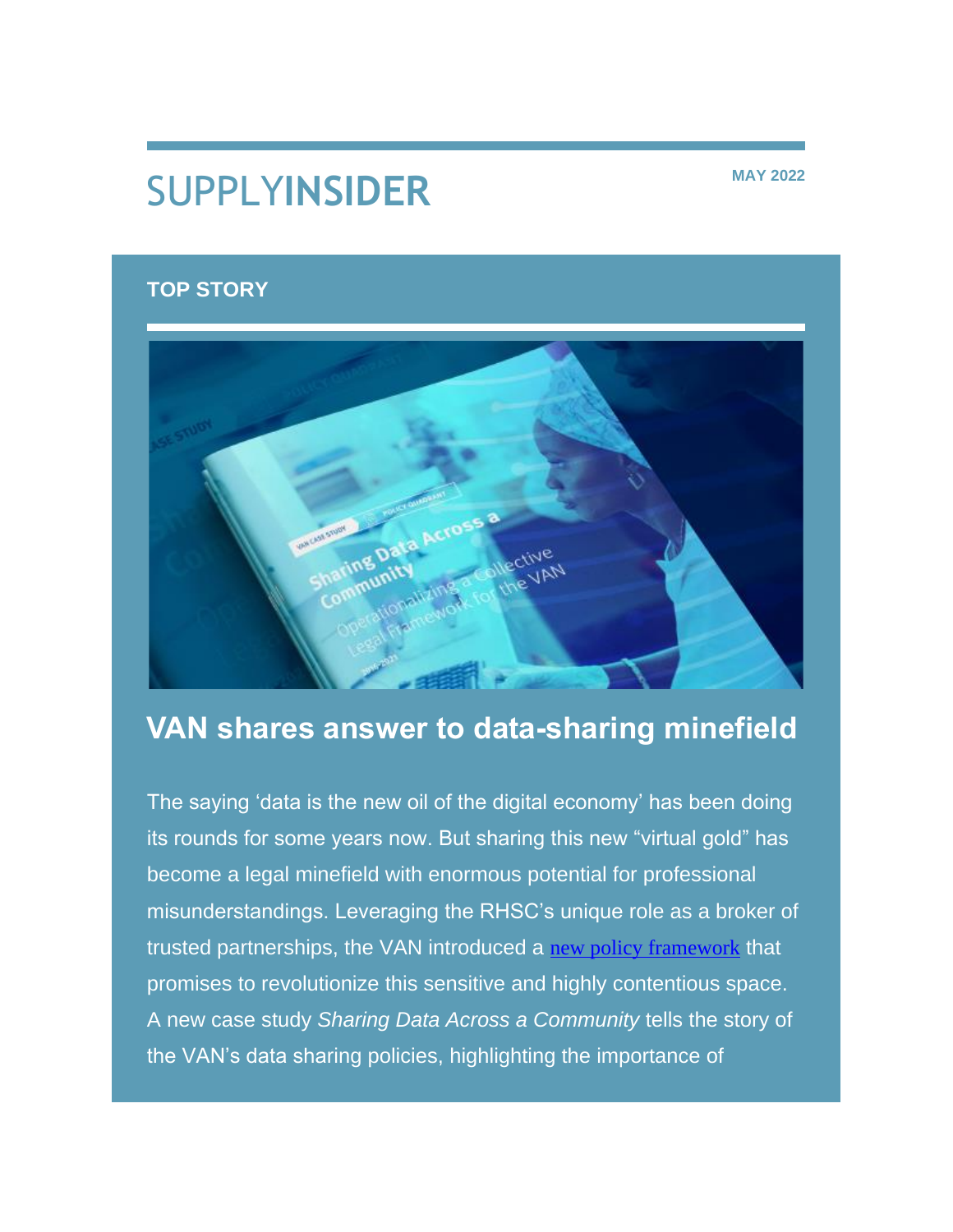# SUPPLYINSIDER

**MAY 2022**

**TOP STORY**

## VAN shares answer to data-sharing minefield

The saying 'data is the new oil of the digital economy' has been doing its rounds for some years now. But sharing this new "virtual gold" has become a legal minefield with enormous potential for professional misunderstandings. Leveraging the RHSC's unique role as a broker of trusted partnerships, the VAN introduced a new policy framework that promises to revolutionize this sensitive and highly contentious space. A new case study *Sharing Data Across a Community* tells the story of the VAN's data sharing policies, highlighting the importance of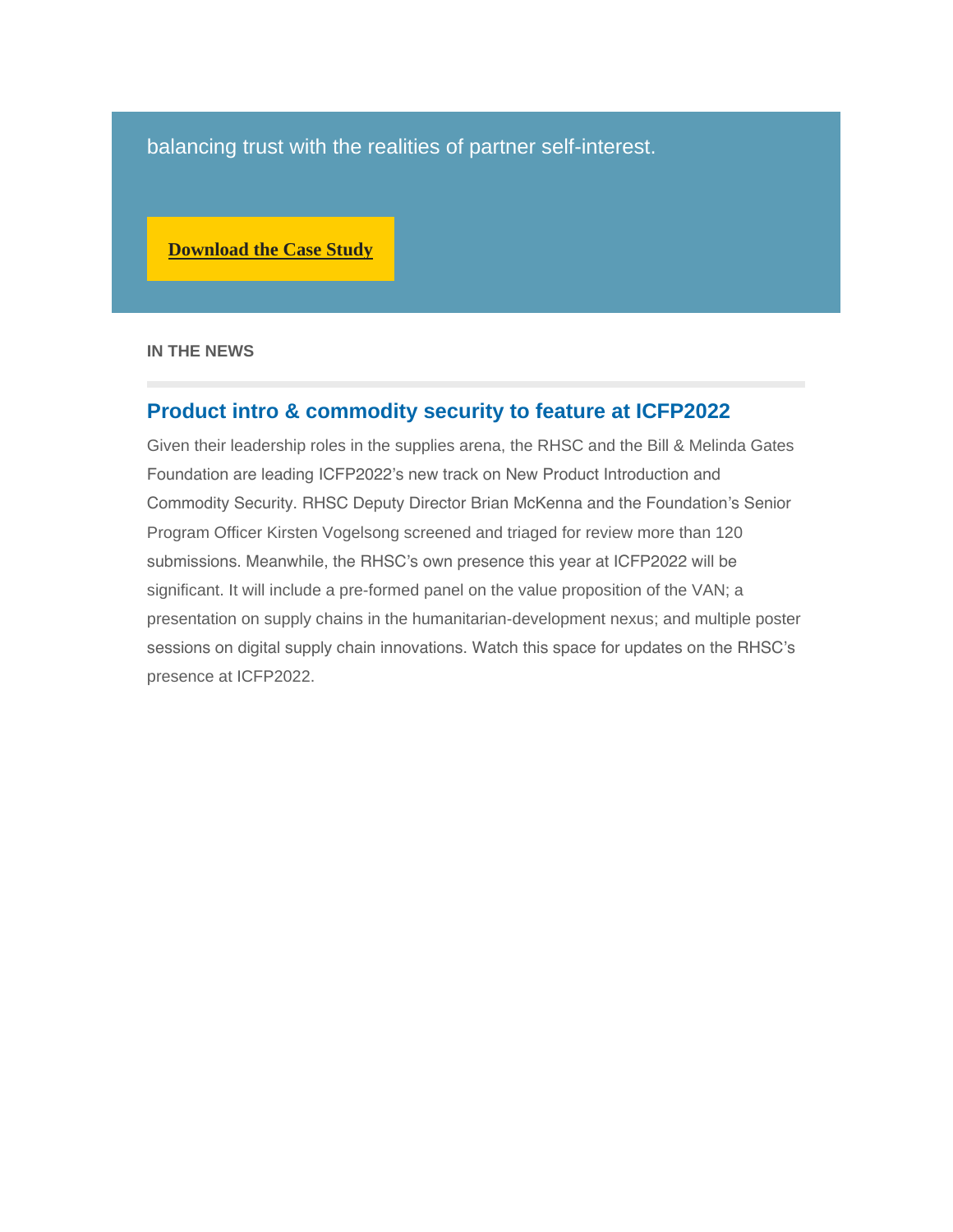balancing trust with the realities of partner self-interest.

**Download the Case Study**

**IN THE NEWS**

## Product intro & commodity security to feature at ICFP2022

Given their leadership roles in the supplies arena, the RHSC and the Bill & Melinda Gates Foundation are leading ICFP2022's new track on New Product Introduction and Commodity Security. RHSC Deputy Director Brian McKenna and the Foundation's Senior Program Officer Kirsten Vogelsong screened and triaged for review more than 120 submissions. Meanwhile, the RHSC's own presence this year at ICFP2022 will be significant. It will include a pre-formed panel on the value proposition of the VAN; a presentation on supply chains in the humanitarian-development nexus; and multiple poster sessions on digital supply chain innovations. Watch this space for updates on the RHSC's presence at ICFP2022.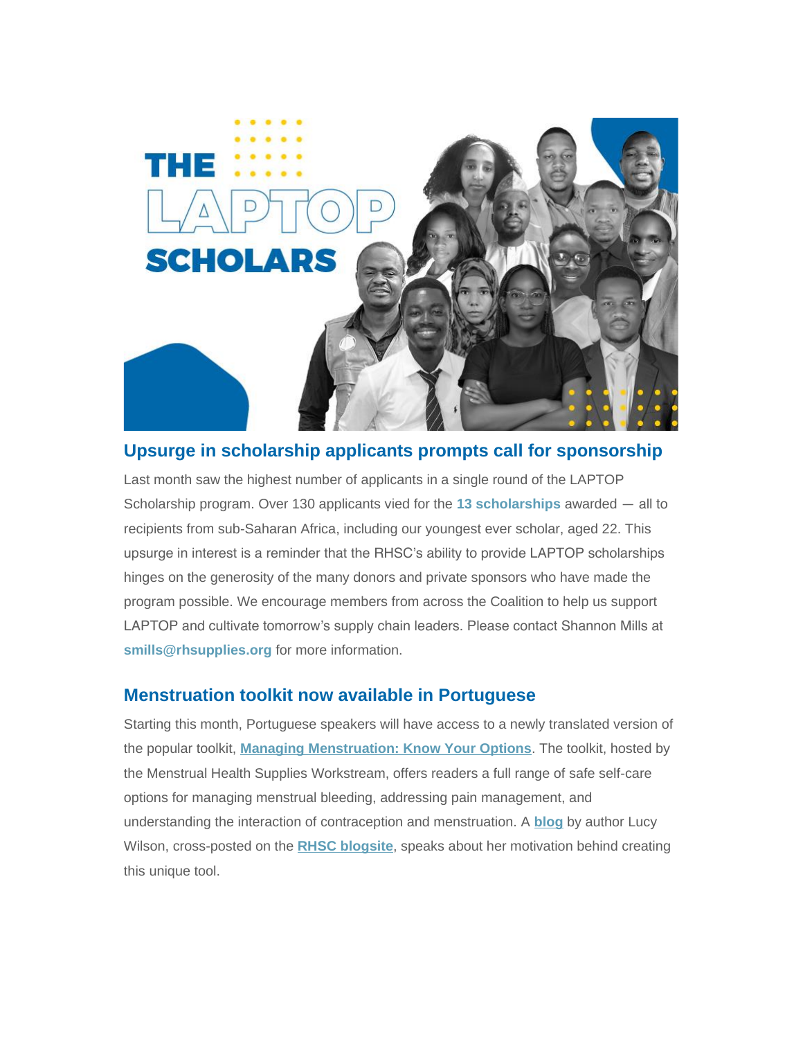## Upsurge in scholarship applicants prompts call for sponsorship

Last month saw the highest number of applicants in a single round of the LAPTOP Scholarship program. Over 130 applicants vied for the **13 scholarships** awarded — all to recipients from sub-Saharan Africa, including our youngest ever scholar, aged 22. This upsurge in interest is a reminder that the RHSC's ability to provide LAPTOP scholarships hinges on the generosity of the many donors and private sponsors who have made the program possible. We encourage members from across the Coalition to help us support LAPTOP and cultivate tomorrow's supply chain leaders. Please contact Shannon Mills at **smills@rhsupplies.org** for more information.

## Menstruation toolkit now available in Portuguese

Starting this month, Portuguese speakers will have access to a newly translated version of the popular toolkit, **Managing Menstruation: Know Your Options**. The toolkit, hosted by the Menstrual Health Supplies Workstream, offers readers a full range of safe self-care options for managing menstrual bleeding, addressing pain management, and understanding the interaction of contraception and menstruation. A **blog** by author Lucy Wilson, cross-posted on the **RHSC blogsite**, speaks about her motivation behind creating this unique tool.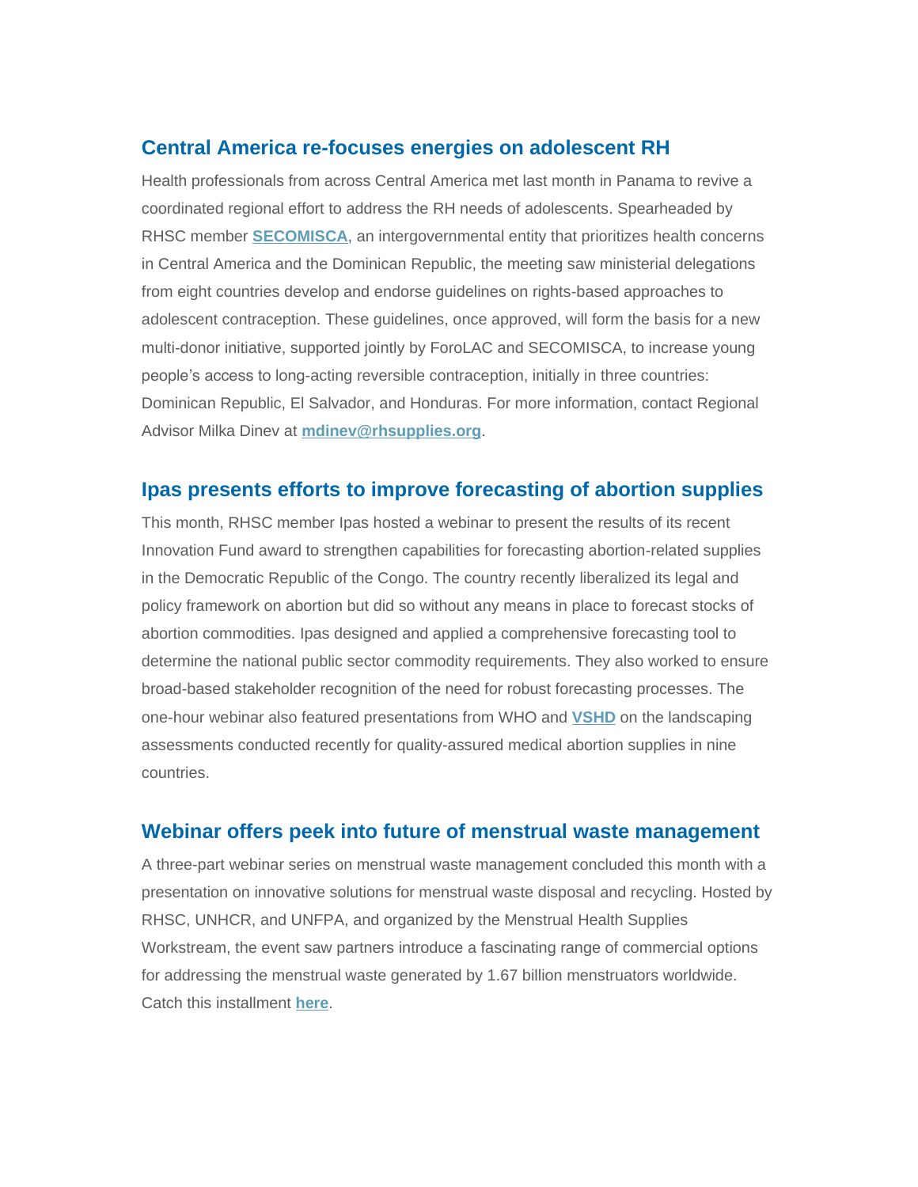## Central America re-focuses energies on adolescent RH

Health professionals from across Central America met last month in Panama to revive a coordinated regional effort to address the RH needs of adolescents. Spearheaded by RHSC member **SECOMISCA**, an intergovernmental entity that prioritizes health concerns in Central America and the Dominican Republic, the meeting saw ministerial delegations from eight countries develop and endorse guidelines on rights-based approaches to adolescent contraception. These guidelines, once approved, will form the basis for a new multi-donor initiative, supported jointly by ForoLAC and SECOMISCA, to increase young people's access to long-acting reversible contraception, initially in three countries: Dominican Republic, El Salvador, and Honduras. For more information, contact Regional Advisor Milka Dinev at **mdinev@rhsupplies.org**.

## Ipas presents efforts to improve forecasting of abortion supplies

This month, RHSC member Ipas hosted a webinar to present the results of its recent Innovation Fund award to strengthen capabilities for forecasting abortion-related supplies in the Democratic Republic of the Congo. The country recently liberalized its legal and policy framework on abortion but did so without any means in place to forecast stocks of abortion commodities. Ipas designed and applied a comprehensive forecasting tool to determine the national public sector commodity requirements. They also worked to ensure broad-based stakeholder recognition of the need for robust forecasting processes. The one-hour webinar also featured presentations from WHO and **VSHD** on the landscaping assessments conducted recently for quality-assured medical abortion supplies in nine countries.

## Webinar offers peek into future of menstrual waste management

A three-part webinar series on menstrual waste management concluded this month with a presentation on innovative solutions for menstrual waste disposal and recycling. Hosted by RHSC, UNHCR, and UNFPA, and organized by the Menstrual Health Supplies Workstream, the event saw partners introduce a fascinating range of commercial options for addressing the menstrual waste generated by 1.67 billion menstruators worldwide. Catch this installment **here**.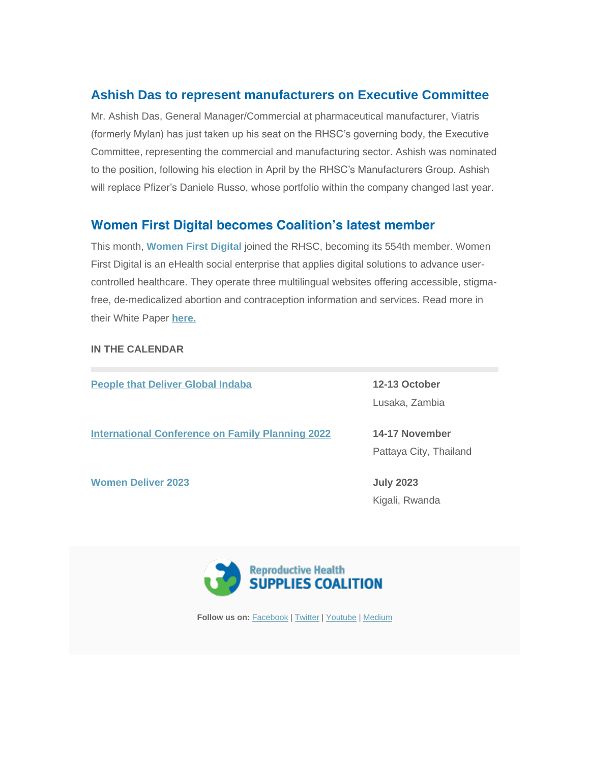## Ashish Das to represent manufacturers on Executive Committee

Mr. Ashish Das, General Manager/Commercial at pharmaceutical manufacturer, Viatris (formerly Mylan) has just taken up his seat on the RHSC's governing body, the Executive Committee, representing the commercial and manufacturing sector. Ashish was nominated to the position, following his election in April by the RHSC's Manufacturers Group. Ashish will replace Pfizer's Daniele Russo, whose portfolio within the company changed last year.

## Women First Digital becomes Coalition's latest member

This month, **Women First Digital** joined the RHSC, becoming its 554th member. Women First Digital is an eHealth social enterprise that applies digital solutions to advance user-controlled healthcare. They operate three multilingual websites offering accessible, stigma-free, de-medicalized abortion and contraception information and services. Read more in their White Paper **here.**

**IN THE CALENDAR**

| | |
|---|---|
| **People that Deliver Global Indaba** | **12-13 October**<br>Lusaka, Zambia |
| **International Conference on Family Planning 2022** | **14-17 November**<br>Pattaya City, Thailand |
| **Women Deliver 2023** | **July 2023**<br>Kigali, Rwanda |

Reproductive Health SUPPLIES COALITION

**Follow us on:** Facebook | Twitter | Youtube | Medium